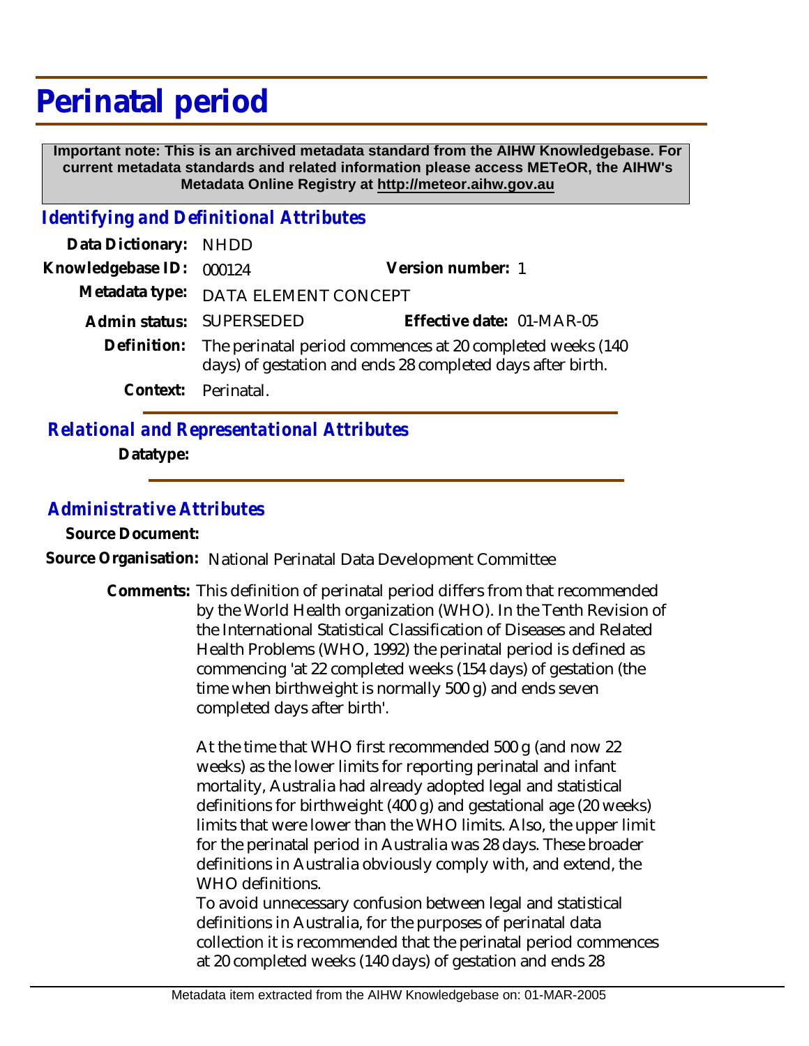# Perinatal period

**Important note: This is an archived metadata standard from the AIHW Knowledgebase. For current metadata standards and related information please access METeOR, the AIHW's Metadata Online Registry at http://meteor.aihw.gov.au**

## *Identifying and Definitional Attributes*

**Data Dictionary:** NHDD

**Knowledgebase ID:** 000124 **Version number:** 1

**Metadata type:** DATA ELEMENT CONCEPT

**Admin status:** SUPERSEDED **Effective date:** 01-MAR-05

**Definition:** The perinatal period commences at 20 completed weeks (140 days) of gestation and ends 28 completed days after birth.

**Context:** Perinatal.

## *Relational and Representational Attributes*

**Datatype:**

## *Administrative Attributes*

**Source Document:**

**Source Organisation:** National Perinatal Data Development Committee

**Comments:** This definition of perinatal period differs from that recommended by the World Health organization (WHO). In the Tenth Revision of the International Statistical Classification of Diseases and Related Health Problems (WHO, 1992) the perinatal period is defined as commencing 'at 22 completed weeks (154 days) of gestation (the time when birthweight is normally 500 g) and ends seven completed days after birth'.

At the time that WHO first recommended 500 g (and now 22 weeks) as the lower limits for reporting perinatal and infant mortality, Australia had already adopted legal and statistical definitions for birthweight (400 g) and gestational age (20 weeks) limits that were lower than the WHO limits. Also, the upper limit for the perinatal period in Australia was 28 days. These broader definitions in Australia obviously comply with, and extend, the WHO definitions.
To avoid unnecessary confusion between legal and statistical definitions in Australia, for the purposes of perinatal data collection it is recommended that the perinatal period commences at 20 completed weeks (140 days) of gestation and ends 28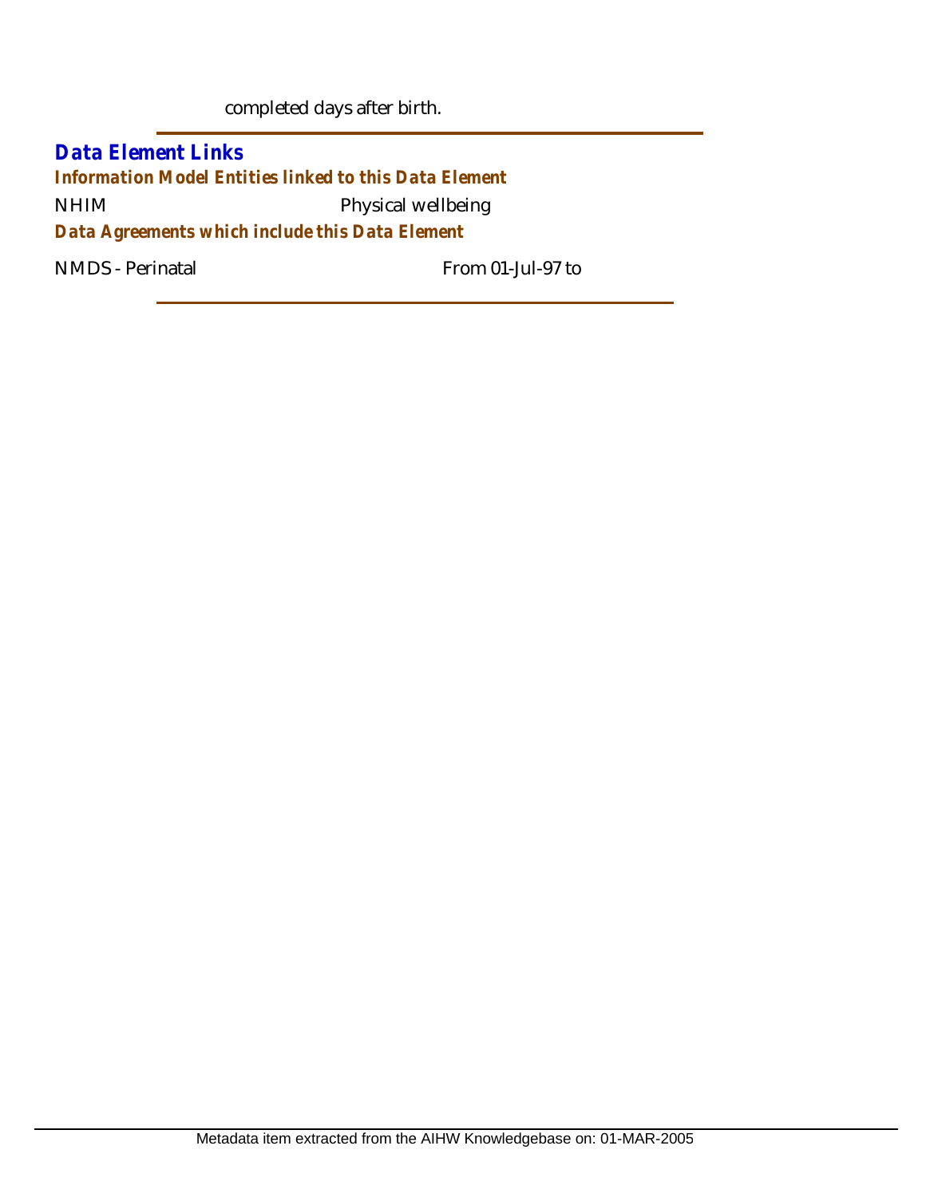completed days after birth.

## Data Element Links

### Information Model Entities linked to this Data Element

| | |
|---|---|
| NHIM | Physical wellbeing |

### Data Agreements which include this Data Element

| | |
|---|---|
| NMDS - Perinatal | From 01-Jul-97 to |

Metadata item extracted from the AIHW Knowledgebase on: 01-MAR-2005